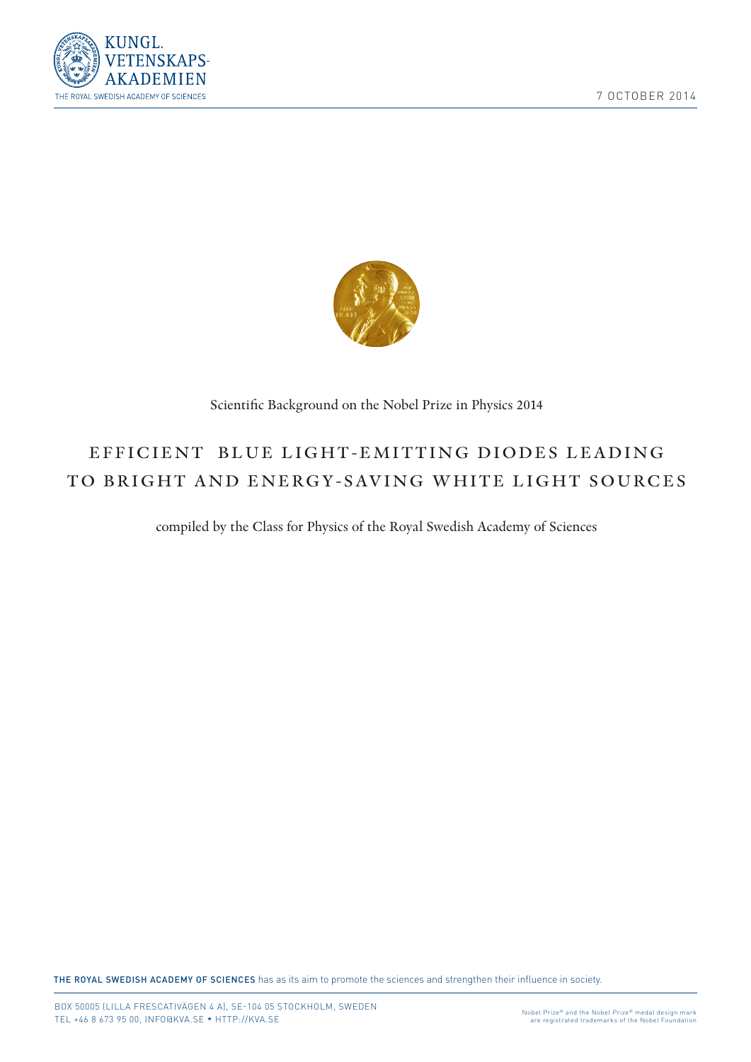KUNGL. VETENSKAPS-AKADEMIEN

THE ROYAL SWEDISH ACADEMY OF SCIENCES

7 OCTOBER 2014

Scientific Background on the Nobel Prize in Physics 2014

# EFFICIENT BLUE LIGHT-EMITTING DIODES LEADING TO BRIGHT AND ENERGY-SAVING WHITE LIGHT SOURCES

compiled by the Class for Physics of the Royal Swedish Academy of Sciences

**THE ROYAL SWEDISH ACADEMY OF SCIENCES** has as its aim to promote the sciences and strengthen their influence in society.

BOX 50005 (LILLA FRESCATIVÄGEN 4 A), SE-104 05 STOCKHOLM, SWEDEN
TEL +46 8 673 95 00, INFO@KVA.SE * HTTP://KVA.SE

Nobel Prize® and the Nobel Prize® medal design mark are registrated trademarks of the Nobel Foundation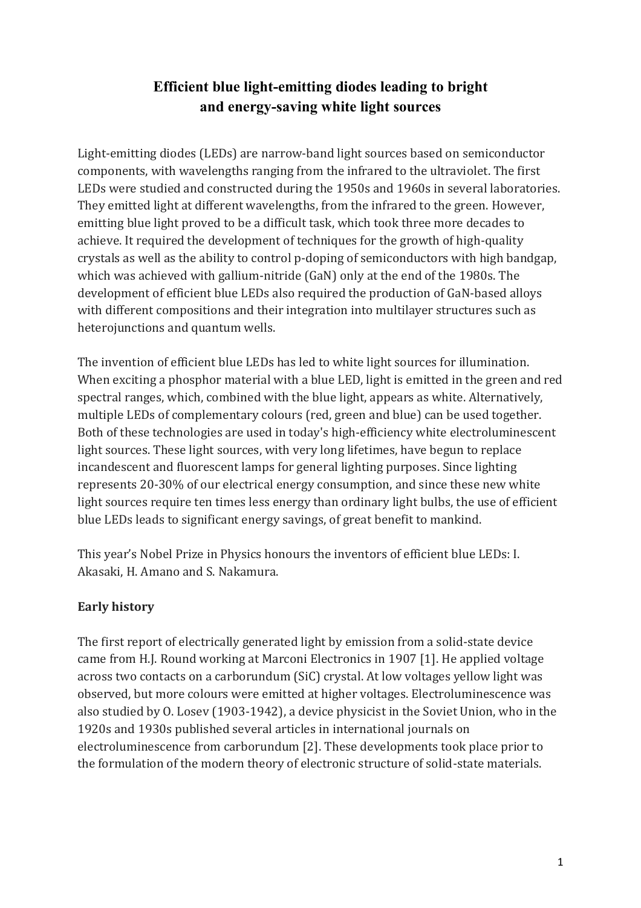# Efficient blue light-emitting diodes leading to bright and energy-saving white light sources

Light-emitting diodes (LEDs) are narrow-band light sources based on semiconductor components, with wavelengths ranging from the infrared to the ultraviolet. The first LEDs were studied and constructed during the 1950s and 1960s in several laboratories. They emitted light at different wavelengths, from the infrared to the green. However, emitting blue light proved to be a difficult task, which took three more decades to achieve. It required the development of techniques for the growth of high-quality crystals as well as the ability to control p-doping of semiconductors with high bandgap, which was achieved with gallium-nitride (GaN) only at the end of the 1980s. The development of efficient blue LEDs also required the production of GaN-based alloys with different compositions and their integration into multilayer structures such as heterojunctions and quantum wells.

The invention of efficient blue LEDs has led to white light sources for illumination. When exciting a phosphor material with a blue LED, light is emitted in the green and red spectral ranges, which, combined with the blue light, appears as white. Alternatively, multiple LEDs of complementary colours (red, green and blue) can be used together. Both of these technologies are used in today's high-efficiency white electroluminescent light sources. These light sources, with very long lifetimes, have begun to replace incandescent and fluorescent lamps for general lighting purposes. Since lighting represents 20-30% of our electrical energy consumption, and since these new white light sources require ten times less energy than ordinary light bulbs, the use of efficient blue LEDs leads to significant energy savings, of great benefit to mankind.

This year's Nobel Prize in Physics honours the inventors of efficient blue LEDs: I. Akasaki, H. Amano and S. Nakamura.

## Early history

The first report of electrically generated light by emission from a solid-state device came from H.J. Round working at Marconi Electronics in 1907 [1]. He applied voltage across two contacts on a carborundum (SiC) crystal. At low voltages yellow light was observed, but more colours were emitted at higher voltages. Electroluminescence was also studied by O. Losev (1903-1942), a device physicist in the Soviet Union, who in the 1920s and 1930s published several articles in international journals on electroluminescence from carborundum [2]. These developments took place prior to the formulation of the modern theory of electronic structure of solid-state materials.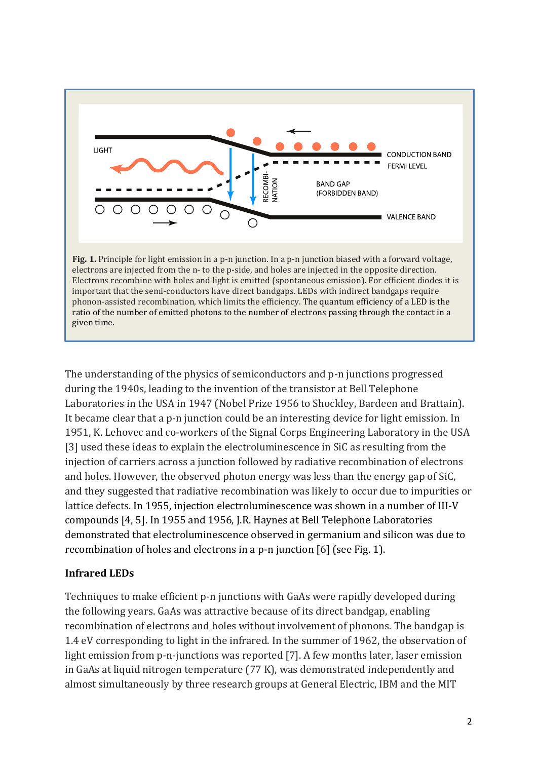LIGHT

CONDUCTION BAND

FERMI LEVEL

RECOMBI-NATION

BAND GAP (FORBIDDEN BAND)

VALENCE BAND

**Fig. 1.** Principle for light emission in a p-n junction. In a p-n junction biased with a forward voltage, electrons are injected from the n- to the p-side, and holes are injected in the opposite direction. Electrons recombine with holes and light is emitted (spontaneous emission). For efficient diodes it is important that the semi-conductors have direct bandgaps. LEDs with indirect bandgaps require phonon-assisted recombination, which limits the efficiency. The quantum efficiency of a LED is the ratio of the number of emitted photons to the number of electrons passing through the contact in a given time.

The understanding of the physics of semiconductors and p-n junctions progressed during the 1940s, leading to the invention of the transistor at Bell Telephone Laboratories in the USA in 1947 (Nobel Prize 1956 to Shockley, Bardeen and Brattain). It became clear that a p-n junction could be an interesting device for light emission. In 1951, K. Lehovec and co-workers of the Signal Corps Engineering Laboratory in the USA [3] used these ideas to explain the electroluminescence in SiC as resulting from the injection of carriers across a junction followed by radiative recombination of electrons and holes. However, the observed photon energy was less than the energy gap of SiC, and they suggested that radiative recombination was likely to occur due to impurities or lattice defects. In 1955, injection electroluminescence was shown in a number of III-V compounds [4, 5]. In 1955 and 1956, J.R. Haynes at Bell Telephone Laboratories demonstrated that electroluminescence observed in germanium and silicon was due to recombination of holes and electrons in a p-n junction [6] (see Fig. 1).

**Infrared LEDs**

Techniques to make efficient p-n junctions with GaAs were rapidly developed during the following years. GaAs was attractive because of its direct bandgap, enabling recombination of electrons and holes without involvement of phonons. The bandgap is 1.4 eV corresponding to light in the infrared. In the summer of 1962, the observation of light emission from p-n-junctions was reported [7]. A few months later, laser emission in GaAs at liquid nitrogen temperature (77 K), was demonstrated independently and almost simultaneously by three research groups at General Electric, IBM and the MIT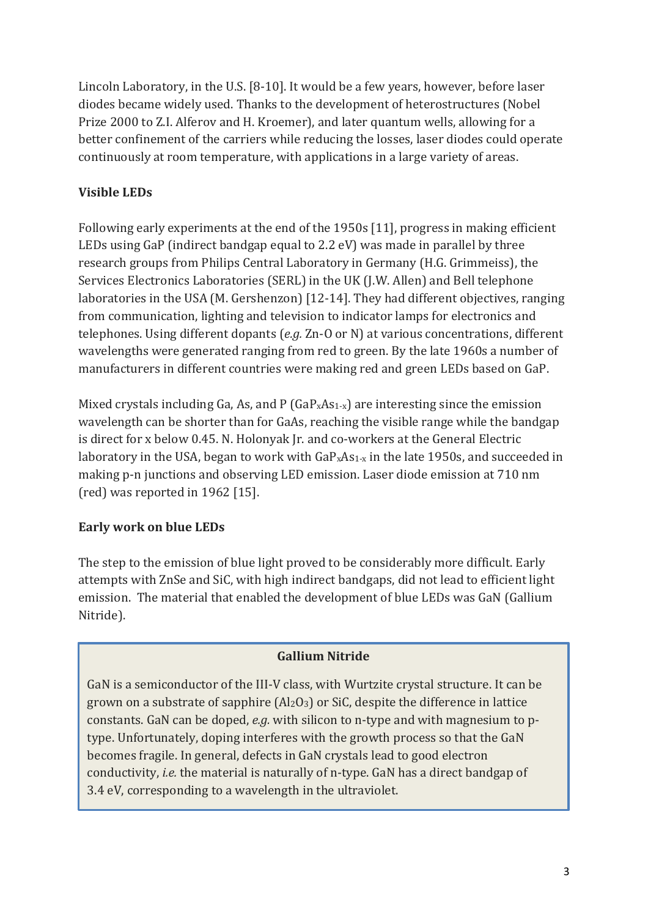Lincoln Laboratory, in the U.S. [8-10]. It would be a few years, however, before laser diodes became widely used. Thanks to the development of heterostructures (Nobel Prize 2000 to Z.I. Alferov and H. Kroemer), and later quantum wells, allowing for a better confinement of the carriers while reducing the losses, laser diodes could operate continuously at room temperature, with applications in a large variety of areas.

**Visible LEDs**

Following early experiments at the end of the 1950s [11], progress in making efficient LEDs using GaP (indirect bandgap equal to 2.2 eV) was made in parallel by three research groups from Philips Central Laboratory in Germany (H.G. Grimmeiss), the Services Electronics Laboratories (SERL) in the UK (J.W. Allen) and Bell telephone laboratories in the USA (M. Gershenzon) [12-14]. They had different objectives, ranging from communication, lighting and television to indicator lamps for electronics and telephones. Using different dopants (*e.g.* Zn-O or N) at various concentrations, different wavelengths were generated ranging from red to green. By the late 1960s a number of manufacturers in different countries were making red and green LEDs based on GaP.

Mixed crystals including Ga, As, and P ($GaP_xAs_{1-x}$) are interesting since the emission wavelength can be shorter than for GaAs, reaching the visible range while the bandgap is direct for x below 0.45. N. Holonyak Jr. and co-workers at the General Electric laboratory in the USA, began to work with $GaP_xAs_{1-x}$ in the late 1950s, and succeeded in making p-n junctions and observing LED emission. Laser diode emission at 710 nm (red) was reported in 1962 [15].

**Early work on blue LEDs**

The step to the emission of blue light proved to be considerably more difficult. Early attempts with ZnSe and SiC, with high indirect bandgaps, did not lead to efficient light emission. The material that enabled the development of blue LEDs was GaN (Gallium Nitride).

**Gallium Nitride**

GaN is a semiconductor of the III-V class, with Wurtzite crystal structure. It can be grown on a substrate of sapphire ($Al_2O_3$) or SiC, despite the difference in lattice constants. GaN can be doped, *e.g.* with silicon to n-type and with magnesium to p-type. Unfortunately, doping interferes with the growth process so that the GaN becomes fragile. In general, defects in GaN crystals lead to good electron conductivity, *i.e.* the material is naturally of n-type. GaN has a direct bandgap of 3.4 eV, corresponding to a wavelength in the ultraviolet.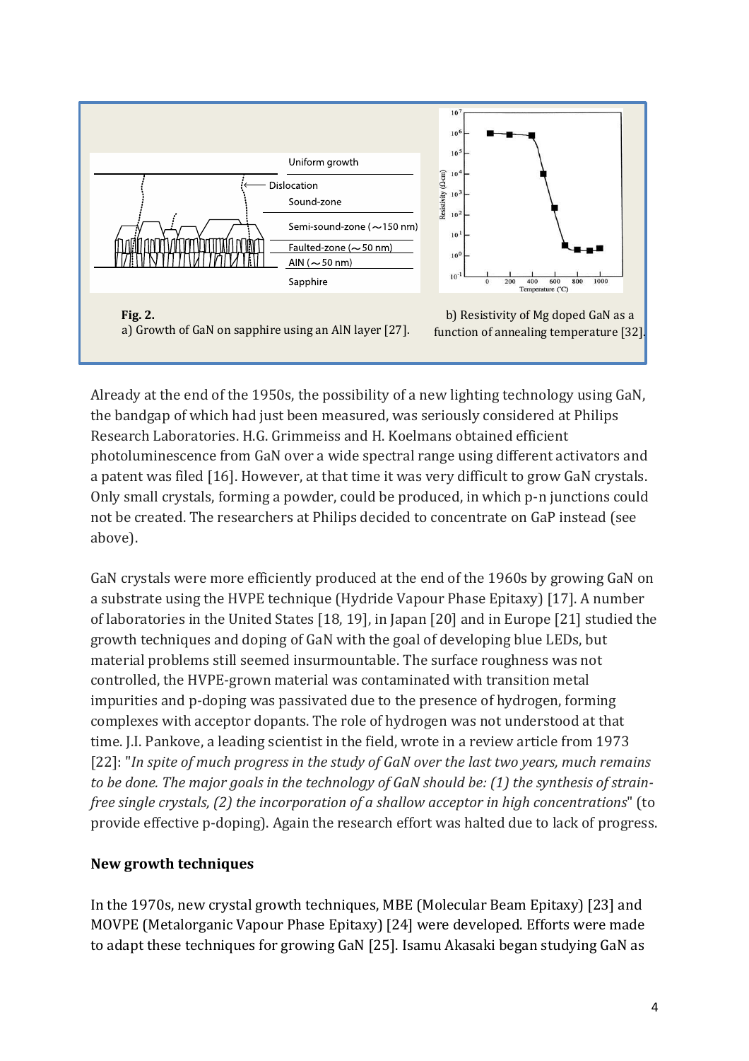**Fig. 2.**
a) Growth of GaN on sapphire using an AlN layer [27].

b) Resistivity of Mg doped GaN as a function of annealing temperature [32].

Already at the end of the 1950s, the possibility of a new lighting technology using GaN, the bandgap of which had just been measured, was seriously considered at Philips Research Laboratories. H.G. Grimmeiss and H. Koelmans obtained efficient photoluminescence from GaN over a wide spectral range using different activators and a patent was filed [16]. However, at that time it was very difficult to grow GaN crystals. Only small crystals, forming a powder, could be produced, in which p-n junctions could not be created. The researchers at Philips decided to concentrate on GaP instead (see above).

GaN crystals were more efficiently produced at the end of the 1960s by growing GaN on a substrate using the HVPE technique (Hydride Vapour Phase Epitaxy) [17]. A number of laboratories in the United States [18, 19], in Japan [20] and in Europe [21] studied the growth techniques and doping of GaN with the goal of developing blue LEDs, but material problems still seemed insurmountable. The surface roughness was not controlled, the HVPE-grown material was contaminated with transition metal impurities and p-doping was passivated due to the presence of hydrogen, forming complexes with acceptor dopants. The role of hydrogen was not understood at that time. J.I. Pankove, a leading scientist in the field, wrote in a review article from 1973 [22]: "*In spite of much progress in the study of GaN over the last two years, much remains to be done. The major goals in the technology of GaN should be: (1) the synthesis of strain-free single crystals, (2) the incorporation of a shallow acceptor in high concentrations*" (to provide effective p-doping). Again the research effort was halted due to lack of progress.

**New growth techniques**

In the 1970s, new crystal growth techniques, MBE (Molecular Beam Epitaxy) [23] and MOVPE (Metalorganic Vapour Phase Epitaxy) [24] were developed. Efforts were made to adapt these techniques for growing GaN [25]. Isamu Akasaki began studying GaN as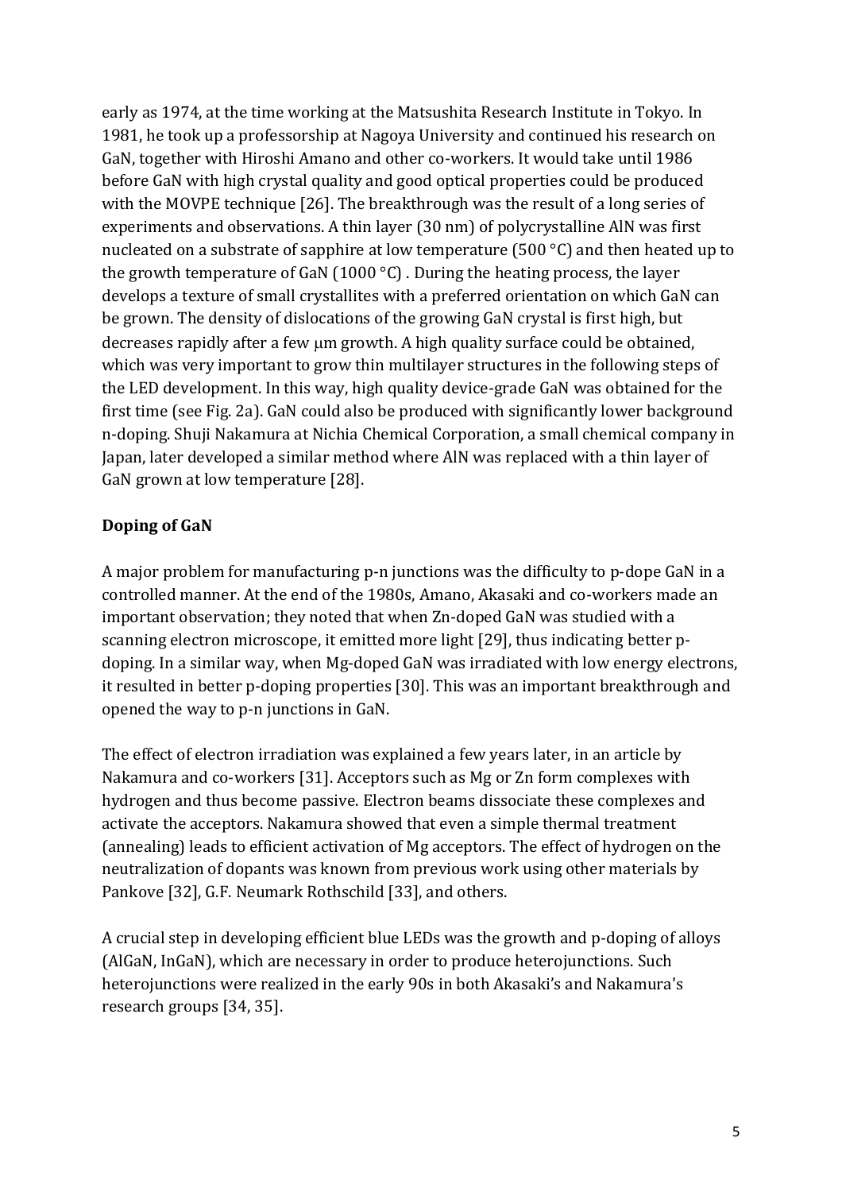early as 1974, at the time working at the Matsushita Research Institute in Tokyo. In 1981, he took up a professorship at Nagoya University and continued his research on GaN, together with Hiroshi Amano and other co-workers. It would take until 1986 before GaN with high crystal quality and good optical properties could be produced with the MOVPE technique [26]. The breakthrough was the result of a long series of experiments and observations. A thin layer (30 nm) of polycrystalline AlN was first nucleated on a substrate of sapphire at low temperature (500 °C) and then heated up to the growth temperature of GaN (1000 °C) . During the heating process, the layer develops a texture of small crystallites with a preferred orientation on which GaN can be grown. The density of dislocations of the growing GaN crystal is first high, but decreases rapidly after a few μm growth. A high quality surface could be obtained, which was very important to grow thin multilayer structures in the following steps of the LED development. In this way, high quality device-grade GaN was obtained for the first time (see Fig. 2a). GaN could also be produced with significantly lower background n-doping. Shuji Nakamura at Nichia Chemical Corporation, a small chemical company in Japan, later developed a similar method where AlN was replaced with a thin layer of GaN grown at low temperature [28].

**Doping of GaN**

A major problem for manufacturing p-n junctions was the difficulty to p-dope GaN in a controlled manner. At the end of the 1980s, Amano, Akasaki and co-workers made an important observation; they noted that when Zn-doped GaN was studied with a scanning electron microscope, it emitted more light [29], thus indicating better p-doping. In a similar way, when Mg-doped GaN was irradiated with low energy electrons, it resulted in better p-doping properties [30]. This was an important breakthrough and opened the way to p-n junctions in GaN.

The effect of electron irradiation was explained a few years later, in an article by Nakamura and co-workers [31]. Acceptors such as Mg or Zn form complexes with hydrogen and thus become passive. Electron beams dissociate these complexes and activate the acceptors. Nakamura showed that even a simple thermal treatment (annealing) leads to efficient activation of Mg acceptors. The effect of hydrogen on the neutralization of dopants was known from previous work using other materials by Pankove [32], G.F. Neumark Rothschild [33], and others.

A crucial step in developing efficient blue LEDs was the growth and p-doping of alloys (AlGaN, InGaN), which are necessary in order to produce heterojunctions. Such heterojunctions were realized in the early 90s in both Akasaki's and Nakamura's research groups [34, 35].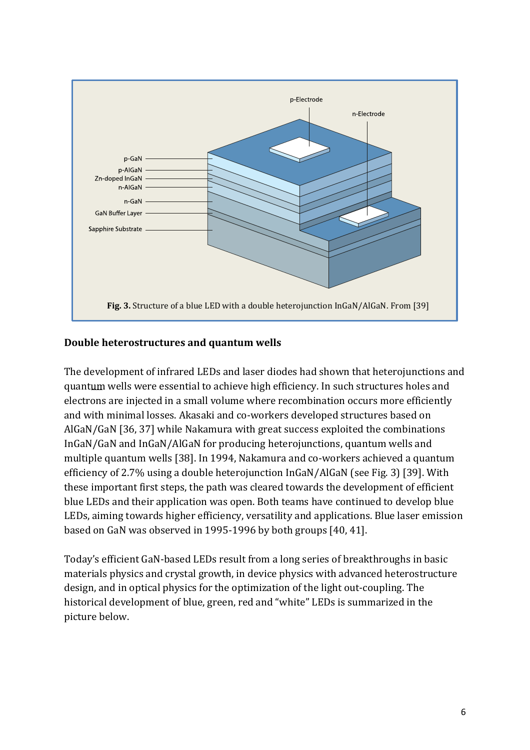p-Electrode

n-Electrode

p-GaN

p-AlGaN

Zn-doped InGaN

n-AlGaN

n-GaN

GaN Buffer Layer

Sapphire Substrate

**Fig. 3.** Structure of a blue LED with a double heterojunction InGaN/AlGaN. From [39]

### Double heterostructures and quantum wells

The development of infrared LEDs and laser diodes had shown that heterojunctions and quantum wells were essential to achieve high efficiency. In such structures holes and electrons are injected in a small volume where recombination occurs more efficiently and with minimal losses. Akasaki and co-workers developed structures based on AlGaN/GaN [36, 37] while Nakamura with great success exploited the combinations InGaN/GaN and InGaN/AlGaN for producing heterojunctions, quantum wells and multiple quantum wells [38]. In 1994, Nakamura and co-workers achieved a quantum efficiency of 2.7% using a double heterojunction InGaN/AlGaN (see Fig. 3) [39]. With these important first steps, the path was cleared towards the development of efficient blue LEDs and their application was open. Both teams have continued to develop blue LEDs, aiming towards higher efficiency, versatility and applications. Blue laser emission based on GaN was observed in 1995-1996 by both groups [40, 41].

Today's efficient GaN-based LEDs result from a long series of breakthroughs in basic materials physics and crystal growth, in device physics with advanced heterostructure design, and in optical physics for the optimization of the light out-coupling. The historical development of blue, green, red and "white" LEDs is summarized in the picture below.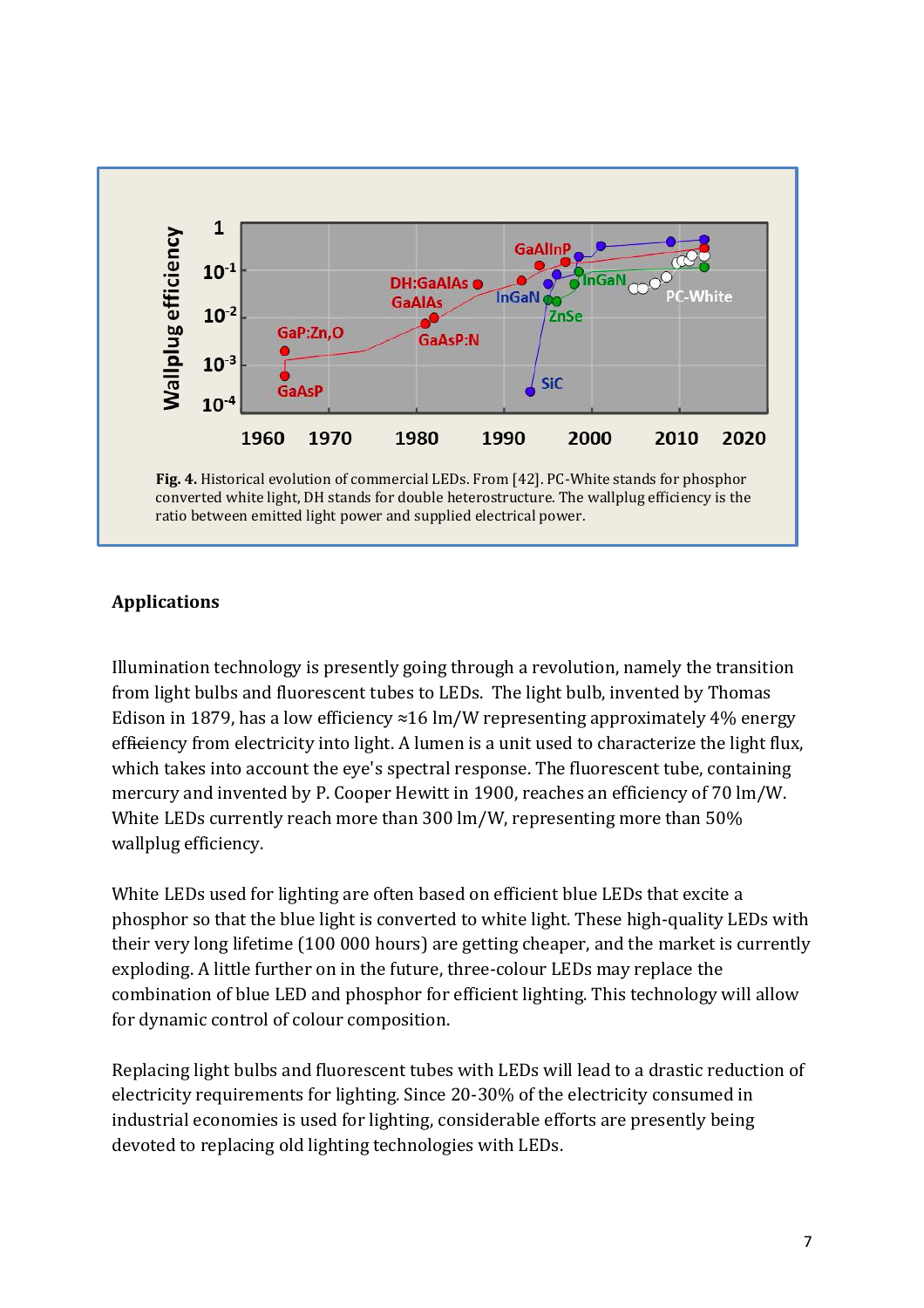Wallplug efficiency

1

$10^{-1}$

$10^{-2}$

$10^{-3}$

$10^{-4}$

1960 1970 1980 1990 2000 2010 2020

GaAsP

GaP:Zn,O

GaAsP:N

DH:GaAlAs

GaAlAs

GaAlInP

InGaN

InGaN

ZnSe

SiC

PC-White

**Fig. 4.** Historical evolution of commercial LEDs. From [42]. PC-White stands for phosphor converted white light, DH stands for double heterostructure. The wallplug efficiency is the ratio between emitted light power and supplied electrical power.

## Applications

Illumination technology is presently going through a revolution, namely the transition from light bulbs and fluorescent tubes to LEDs. The light bulb, invented by Thomas Edison in 1879, has a low efficiency ≈16 lm/W representing approximately 4% energy efficiency from electricity into light. A lumen is a unit used to characterize the light flux, which takes into account the eye's spectral response. The fluorescent tube, containing mercury and invented by P. Cooper Hewitt in 1900, reaches an efficiency of 70 lm/W. White LEDs currently reach more than 300 lm/W, representing more than 50% wallplug efficiency.

White LEDs used for lighting are often based on efficient blue LEDs that excite a phosphor so that the blue light is converted to white light. These high-quality LEDs with their very long lifetime (100 000 hours) are getting cheaper, and the market is currently exploding. A little further on in the future, three-colour LEDs may replace the combination of blue LED and phosphor for efficient lighting. This technology will allow for dynamic control of colour composition.

Replacing light bulbs and fluorescent tubes with LEDs will lead to a drastic reduction of electricity requirements for lighting. Since 20-30% of the electricity consumed in industrial economies is used for lighting, considerable efforts are presently being devoted to replacing old lighting technologies with LEDs.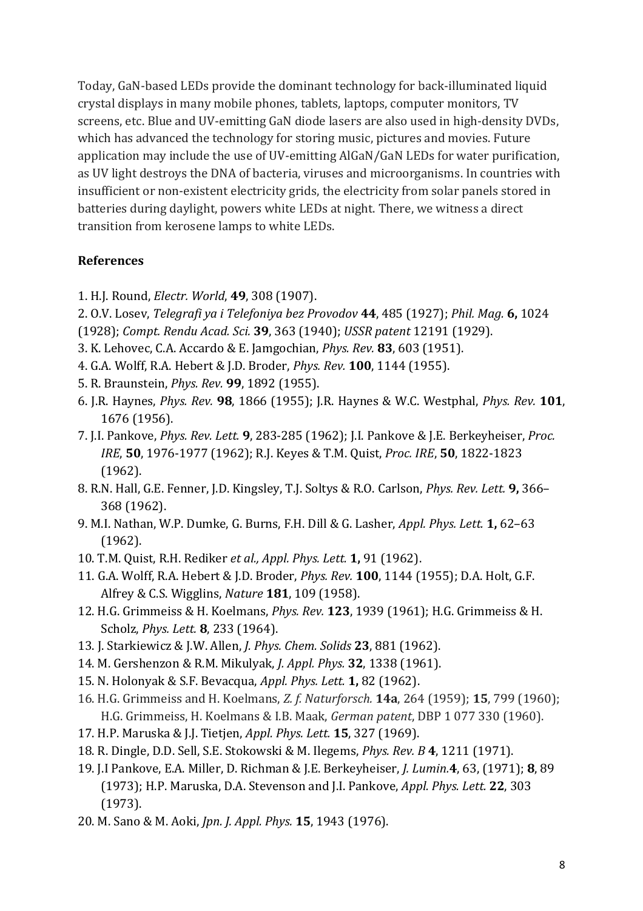Today, GaN-based LEDs provide the dominant technology for back-illuminated liquid crystal displays in many mobile phones, tablets, laptops, computer monitors, TV screens, etc. Blue and UV-emitting GaN diode lasers are also used in high-density DVDs, which has advanced the technology for storing music, pictures and movies. Future application may include the use of UV-emitting AlGaN/GaN LEDs for water purification, as UV light destroys the DNA of bacteria, viruses and microorganisms. In countries with insufficient or non-existent electricity grids, the electricity from solar panels stored in batteries during daylight, powers white LEDs at night. There, we witness a direct transition from kerosene lamps to white LEDs.

### References

1. H.J. Round, *Electr. World*, **49**, 308 (1907).
2. O.V. Losev, *Telegrafi ya i Telefoniya bez Provodov* **44**, 485 (1927); *Phil. Mag.* **6,** 1024 (1928); *Compt. Rendu Acad. Sci.* **39**, 363 (1940); *USSR patent* 12191 (1929).
3. K. Lehovec, C.A. Accardo & E. Jamgochian, *Phys. Rev.* **83**, 603 (1951).
4. G.A. Wolff, R.A. Hebert & J.D. Broder, *Phys. Rev.* **100**, 1144 (1955).
5. R. Braunstein, *Phys. Rev.* **99**, 1892 (1955).
6. J.R. Haynes, *Phys. Rev.* **98**, 1866 (1955); J.R. Haynes & W.C. Westphal, *Phys. Rev.* **101**, 1676 (1956).
7. J.I. Pankove, *Phys. Rev. Lett.* **9**, 283-285 (1962); J.I. Pankove & J.E. Berkeyheiser, *Proc. IRE*, **50**, 1976-1977 (1962); R.J. Keyes & T.M. Quist, *Proc. IRE*, **50**, 1822-1823 (1962).
8. R.N. Hall, G.E. Fenner, J.D. Kingsley, T.J. Soltys & R.O. Carlson, *Phys. Rev. Lett.* **9,** 366–368 (1962).
9. M.I. Nathan, W.P. Dumke, G. Burns, F.H. Dill & G. Lasher, *Appl. Phys. Lett.* **1,** 62–63 (1962).
10. T.M. Quist, R.H. Rediker *et al., Appl. Phys. Lett.* **1,** 91 (1962).
11. G.A. Wolff, R.A. Hebert & J.D. Broder, *Phys. Rev.* **100**, 1144 (1955); D.A. Holt, G.F. Alfrey & C.S. Wigglins, *Nature* **181**, 109 (1958).
12. H.G. Grimmeiss & H. Koelmans, *Phys. Rev.* **123**, 1939 (1961); H.G. Grimmeiss & H. Scholz, *Phys. Lett.* **8**, 233 (1964).
13. J. Starkiewicz & J.W. Allen, *J. Phys. Chem. Solids* **23**, 881 (1962).
14. M. Gershenzon & R.M. Mikulyak, *J. Appl. Phys.* **32**, 1338 (1961).
15. N. Holonyak & S.F. Bevacqua, *Appl. Phys. Lett.* **1,** 82 (1962).
16. H.G. Grimmeiss and H. Koelmans, *Z. f. Naturforsch.* **14a**, 264 (1959); **15**, 799 (1960); H.G. Grimmeiss, H. Koelmans & I.B. Maak, *German patent*, DBP 1 077 330 (1960).
17. H.P. Maruska & J.J. Tietjen, *Appl. Phys. Lett.* **15**, 327 (1969).
18. R. Dingle, D.D. Sell, S.E. Stokowski & M. Ilegems, *Phys. Rev. B* **4**, 1211 (1971).
19. J.I Pankove, E.A. Miller, D. Richman & J.E. Berkeyheiser, *J. Lumin.***4**, 63, (1971); **8**, 89 (1973); H.P. Maruska, D.A. Stevenson and J.I. Pankove, *Appl. Phys. Lett.* **22**, 303 (1973).
20. M. Sano & M. Aoki, *Jpn. J. Appl. Phys.* **15**, 1943 (1976).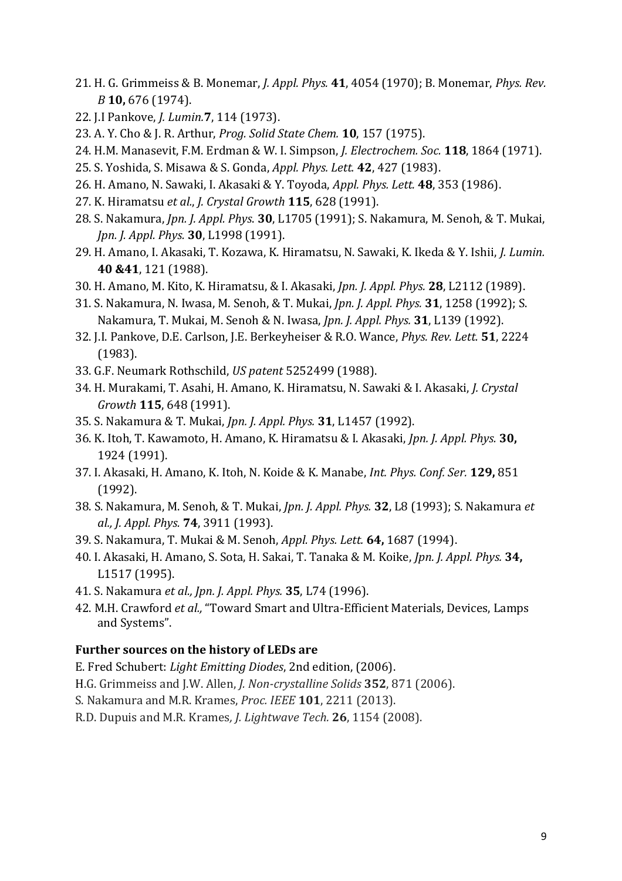21. H. G. Grimmeiss & B. Monemar, *J. Appl. Phys.* **41**, 4054 (1970); B. Monemar, *Phys. Rev. B* **10,** 676 (1974).
22. J.I Pankove, *J. Lumin.***7**, 114 (1973).
23. A. Y. Cho & J. R. Arthur, *Prog. Solid State Chem.* **10**, 157 (1975).
24. H.M. Manasevit, F.M. Erdman & W. I. Simpson, *J. Electrochem. Soc.* **118**, 1864 (1971).
25. S. Yoshida, S. Misawa & S. Gonda, *Appl. Phys. Lett.* **42**, 427 (1983).
26. H. Amano, N. Sawaki, I. Akasaki & Y. Toyoda, *Appl. Phys. Lett.* **48**, 353 (1986).
27. K. Hiramatsu *et al.*, *J. Crystal Growth* **115**, 628 (1991).
28. S. Nakamura, *Jpn. J. Appl. Phys.* **30**, L1705 (1991); S. Nakamura, M. Senoh, & T. Mukai, *Jpn. J. Appl. Phys.* **30**, L1998 (1991).
29. H. Amano, I. Akasaki, T. Kozawa, K. Hiramatsu, N. Sawaki, K. Ikeda & Y. Ishii, *J. Lumin.* **40 &41**, 121 (1988).
30. H. Amano, M. Kito, K. Hiramatsu, & I. Akasaki, *Jpn. J. Appl. Phys.* **28**, L2112 (1989).
31. S. Nakamura, N. Iwasa, M. Senoh, & T. Mukai, *Jpn. J. Appl. Phys.* **31**, 1258 (1992); S. Nakamura, T. Mukai, M. Senoh & N. Iwasa, *Jpn. J. Appl. Phys.* **31**, L139 (1992).
32. J.I. Pankove, D.E. Carlson, J.E. Berkeyheiser & R.O. Wance, *Phys. Rev. Lett.* **51**, 2224 (1983).
33. G.F. Neumark Rothschild, *US patent* 5252499 (1988).
34. H. Murakami, T. Asahi, H. Amano, K. Hiramatsu, N. Sawaki & I. Akasaki, *J. Crystal Growth* **115**, 648 (1991).
35. S. Nakamura & T. Mukai, *Jpn. J. Appl. Phys.* **31**, L1457 (1992).
36. K. Itoh, T. Kawamoto, H. Amano, K. Hiramatsu & I. Akasaki, *Jpn. J. Appl. Phys.* **30,** 1924 (1991).
37. I. Akasaki, H. Amano, K. Itoh, N. Koide & K. Manabe, *Int. Phys. Conf. Ser.* **129,** 851 (1992).
38. S. Nakamura, M. Senoh, & T. Mukai, *Jpn. J. Appl. Phys.* **32**, L8 (1993); S. Nakamura *et al., J. Appl. Phys.* **74**, 3911 (1993).
39. S. Nakamura, T. Mukai & M. Senoh, *Appl. Phys. Lett.* **64,** 1687 (1994).
40. I. Akasaki, H. Amano, S. Sota, H. Sakai, T. Tanaka & M. Koike, *Jpn. J. Appl. Phys.* **34,** L1517 (1995).
41. S. Nakamura *et al., Jpn. J. Appl. Phys.* **35**, L74 (1996).
42. M.H. Crawford *et al.,* "Toward Smart and Ultra-Efficient Materials, Devices, Lamps and Systems".

**Further sources on the history of LEDs are**

E. Fred Schubert: *Light Emitting Diodes*, 2nd edition, (2006).

H.G. Grimmeiss and J.W. Allen, *J. Non-crystalline Solids* **352**, 871 (2006).

S. Nakamura and M.R. Krames, *Proc. IEEE* **101**, 2211 (2013).

R.D. Dupuis and M.R. Krames*, J. Lightwave Tech.* **26**, 1154 (2008).